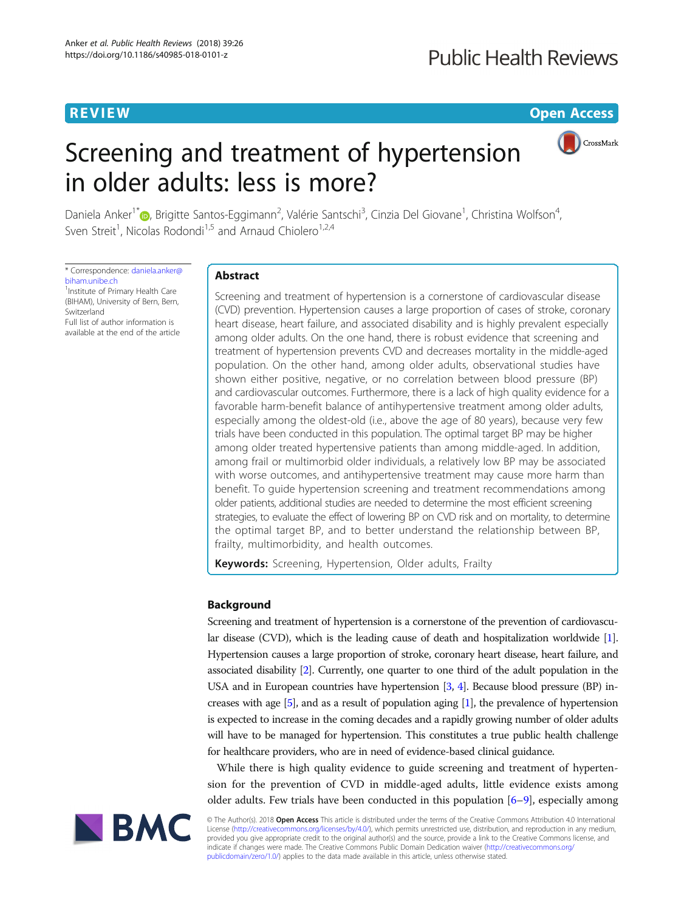REVIEW

Open Access

# Screening and treatment of hypertension in older adults: less is more?

Daniela Anker[1*], Brigitte Santos-Eggimann[2], Valérie Santschi[3], Cinzia Del Giovane[1], Christina Wolfson[4], Sven Streit[1], Nicolas Rodondi[1,5] and Arnaud Chiolero[1,2,4]

\* Correspondence: daniela.anker@biham.unibe.ch
[1]Institute of Primary Health Care (BIHAM), University of Bern, Bern, Switzerland
Full list of author information is available at the end of the article

## Abstract

Screening and treatment of hypertension is a cornerstone of cardiovascular disease (CVD) prevention. Hypertension causes a large proportion of cases of stroke, coronary heart disease, heart failure, and associated disability and is highly prevalent especially among older adults. On the one hand, there is robust evidence that screening and treatment of hypertension prevents CVD and decreases mortality in the middle-aged population. On the other hand, among older adults, observational studies have shown either positive, negative, or no correlation between blood pressure (BP) and cardiovascular outcomes. Furthermore, there is a lack of high quality evidence for a favorable harm-benefit balance of antihypertensive treatment among older adults, especially among the oldest-old (i.e., above the age of 80 years), because very few trials have been conducted in this population. The optimal target BP may be higher among older treated hypertensive patients than among middle-aged. In addition, among frail or multimorbid older individuals, a relatively low BP may be associated with worse outcomes, and antihypertensive treatment may cause more harm than benefit. To guide hypertension screening and treatment recommendations among older patients, additional studies are needed to determine the most efficient screening strategies, to evaluate the effect of lowering BP on CVD risk and on mortality, to determine the optimal target BP, and to better understand the relationship between BP, frailty, multimorbidity, and health outcomes.

**Keywords:** Screening, Hypertension, Older adults, Frailty

## Background

Screening and treatment of hypertension is a cornerstone of the prevention of cardiovascular disease (CVD), which is the leading cause of death and hospitalization worldwide [1]. Hypertension causes a large proportion of stroke, coronary heart disease, heart failure, and associated disability [2]. Currently, one quarter to one third of the adult population in the USA and in European countries have hypertension [3, 4]. Because blood pressure (BP) increases with age [5], and as a result of population aging [1], the prevalence of hypertension is expected to increase in the coming decades and a rapidly growing number of older adults will have to be managed for hypertension. This constitutes a true public health challenge for healthcare providers, who are in need of evidence-based clinical guidance.

While there is high quality evidence to guide screening and treatment of hypertension for the prevention of CVD in middle-aged adults, little evidence exists among older adults. Few trials have been conducted in this population [6–9], especially among

© The Author(s). 2018 **Open Access** This article is distributed under the terms of the Creative Commons Attribution 4.0 International License (http://creativecommons.org/licenses/by/4.0/), which permits unrestricted use, distribution, and reproduction in any medium, provided you give appropriate credit to the original author(s) and the source, provide a link to the Creative Commons license, and indicate if changes were made. The Creative Commons Public Domain Dedication waiver (http://creativecommons.org/publicdomain/zero/1.0/) applies to the data made available in this article, unless otherwise stated.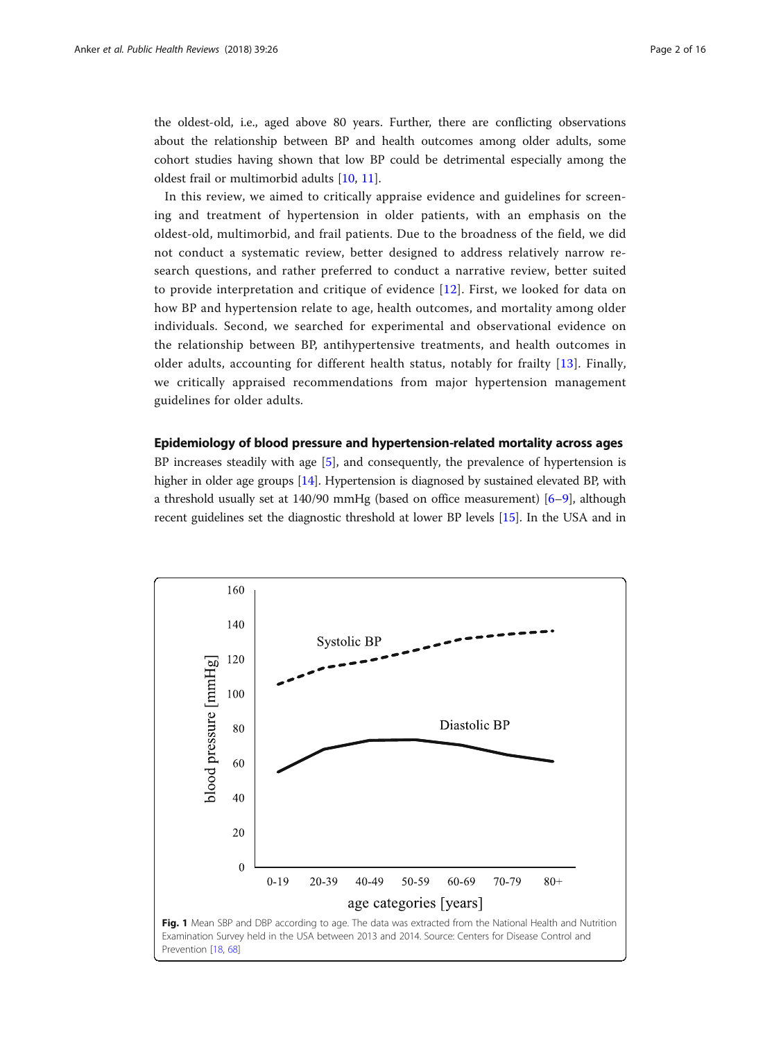the oldest-old, i.e., aged above 80 years. Further, there are conflicting observations about the relationship between BP and health outcomes among older adults, some cohort studies having shown that low BP could be detrimental especially among the oldest frail or multimorbid adults [10, 11].

In this review, we aimed to critically appraise evidence and guidelines for screening and treatment of hypertension in older patients, with an emphasis on the oldest-old, multimorbid, and frail patients. Due to the broadness of the field, we did not conduct a systematic review, better designed to address relatively narrow research questions, and rather preferred to conduct a narrative review, better suited to provide interpretation and critique of evidence [12]. First, we looked for data on how BP and hypertension relate to age, health outcomes, and mortality among older individuals. Second, we searched for experimental and observational evidence on the relationship between BP, antihypertensive treatments, and health outcomes in older adults, accounting for different health status, notably for frailty [13]. Finally, we critically appraised recommendations from major hypertension management guidelines for older adults.

## Epidemiology of blood pressure and hypertension-related mortality across ages

BP increases steadily with age [5], and consequently, the prevalence of hypertension is higher in older age groups [14]. Hypertension is diagnosed by sustained elevated BP, with a threshold usually set at 140/90 mmHg (based on office measurement) [6–9], although recent guidelines set the diagnostic threshold at lower BP levels [15]. In the USA and in

**Fig. 1** Mean SBP and DBP according to age. The data was extracted from the National Health and Nutrition Examination Survey held in the USA between 2013 and 2014. Source: Centers for Disease Control and Prevention [18, 68]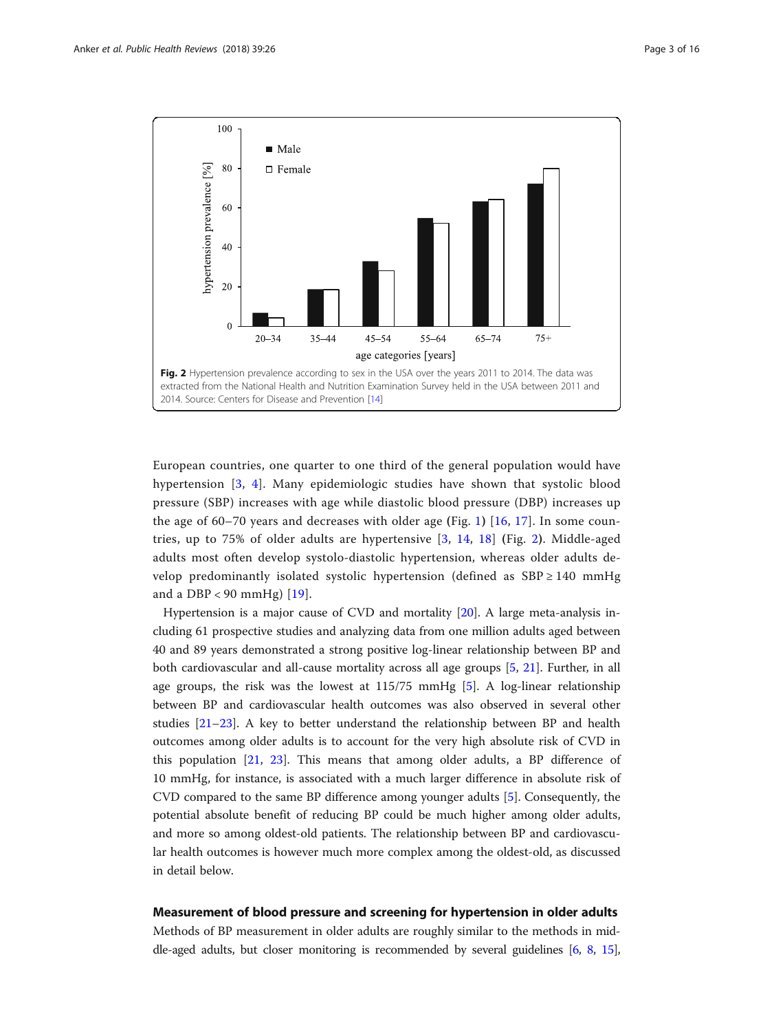Fig. 2 Hypertension prevalence according to sex in the USA over the years 2011 to 2014. The data was extracted from the National Health and Nutrition Examination Survey held in the USA between 2011 and 2014. Source: Centers for Disease and Prevention [14]

European countries, one quarter to one third of the general population would have hypertension [3, 4]. Many epidemiologic studies have shown that systolic blood pressure (SBP) increases with age while diastolic blood pressure (DBP) increases up the age of 60–70 years and decreases with older age (Fig. 1) [16, 17]. In some countries, up to 75% of older adults are hypertensive [3, 14, 18] (Fig. 2). Middle-aged adults most often develop systolo-diastolic hypertension, whereas older adults develop predominantly isolated systolic hypertension (defined as SBP ≥ 140 mmHg and a DBP < 90 mmHg) [19].

Hypertension is a major cause of CVD and mortality [20]. A large meta-analysis including 61 prospective studies and analyzing data from one million adults aged between 40 and 89 years demonstrated a strong positive log-linear relationship between BP and both cardiovascular and all-cause mortality across all age groups [5, 21]. Further, in all age groups, the risk was the lowest at 115/75 mmHg [5]. A log-linear relationship between BP and cardiovascular health outcomes was also observed in several other studies [21–23]. A key to better understand the relationship between BP and health outcomes among older adults is to account for the very high absolute risk of CVD in this population [21, 23]. This means that among older adults, a BP difference of 10 mmHg, for instance, is associated with a much larger difference in absolute risk of CVD compared to the same BP difference among younger adults [5]. Consequently, the potential absolute benefit of reducing BP could be much higher among older adults, and more so among oldest-old patients. The relationship between BP and cardiovascular health outcomes is however much more complex among the oldest-old, as discussed in detail below.

## Measurement of blood pressure and screening for hypertension in older adults

Methods of BP measurement in older adults are roughly similar to the methods in middle-aged adults, but closer monitoring is recommended by several guidelines [6, 8, 15],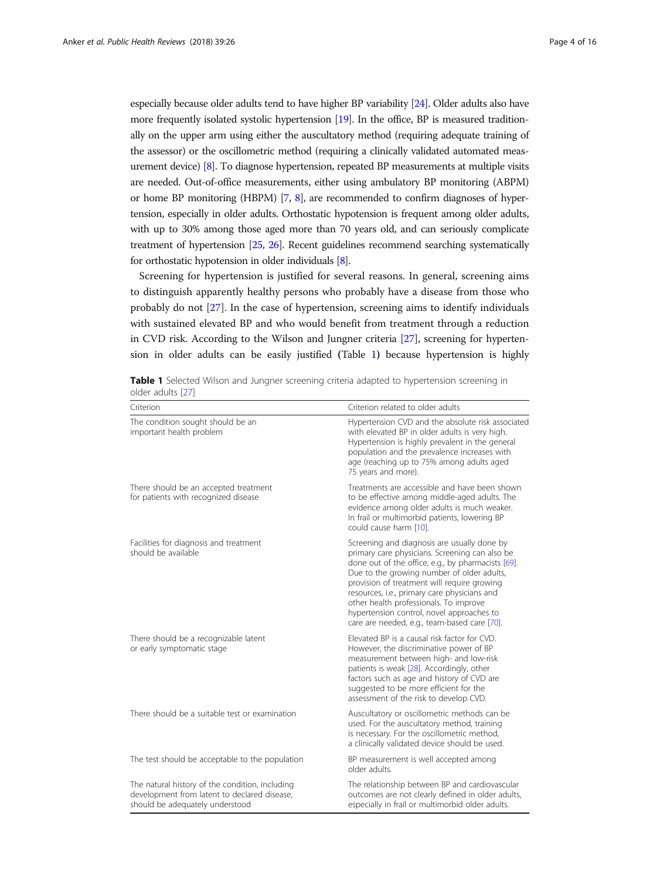especially because older adults tend to have higher BP variability [24]. Older adults also have more frequently isolated systolic hypertension [19]. In the office, BP is measured traditionally on the upper arm using either the auscultatory method (requiring adequate training of the assessor) or the oscillometric method (requiring a clinically validated automated measurement device) [8]. To diagnose hypertension, repeated BP measurements at multiple visits are needed. Out-of-office measurements, either using ambulatory BP monitoring (ABPM) or home BP monitoring (HBPM) [7, 8], are recommended to confirm diagnoses of hypertension, especially in older adults. Orthostatic hypotension is frequent among older adults, with up to 30% among those aged more than 70 years old, and can seriously complicate treatment of hypertension [25, 26]. Recent guidelines recommend searching systematically for orthostatic hypotension in older individuals [8].

Screening for hypertension is justified for several reasons. In general, screening aims to distinguish apparently healthy persons who probably have a disease from those who probably do not [27]. In the case of hypertension, screening aims to identify individuals with sustained elevated BP and who would benefit from treatment through a reduction in CVD risk. According to the Wilson and Jungner criteria [27], screening for hypertension in older adults can be easily justified (Table 1) because hypertension is highly

**Table 1** Selected Wilson and Jungner screening criteria adapted to hypertension screening in older adults [27]

| Criterion | Criterion related to older adults |
|---|---|
| The condition sought should be an important health problem | Hypertension CVD and the absolute risk associated with elevated BP in older adults is very high. Hypertension is highly prevalent in the general population and the prevalence increases with age (reaching up to 75% among adults aged 75 years and more). |
| There should be an accepted treatment for patients with recognized disease | Treatments are accessible and have been shown to be effective among middle-aged adults. The evidence among older adults is much weaker. In frail or multimorbid patients, lowering BP could cause harm [10]. |
| Facilities for diagnosis and treatment should be available | Screening and diagnosis are usually done by primary care physicians. Screening can also be done out of the office, e.g., by pharmacists [69]. Due to the growing number of older adults, provision of treatment will require growing resources, i.e., primary care physicians and other health professionals. To improve hypertension control, novel approaches to care are needed, e.g., team-based care [70]. |
| There should be a recognizable latent or early symptomatic stage | Elevated BP is a causal risk factor for CVD. However, the discriminative power of BP measurement between high- and low-risk patients is weak [28]. Accordingly, other factors such as age and history of CVD are suggested to be more efficient for the assessment of the risk to develop CVD. |
| There should be a suitable test or examination | Auscultatory or oscillometric methods can be used. For the auscultatory method, training is necessary. For the oscillometric method, a clinically validated device should be used. |
| The test should be acceptable to the population | BP measurement is well accepted among older adults. |
| The natural history of the condition, including development from latent to declared disease, should be adequately understood | The relationship between BP and cardiovascular outcomes are not clearly defined in older adults, especially in frail or multimorbid older adults. |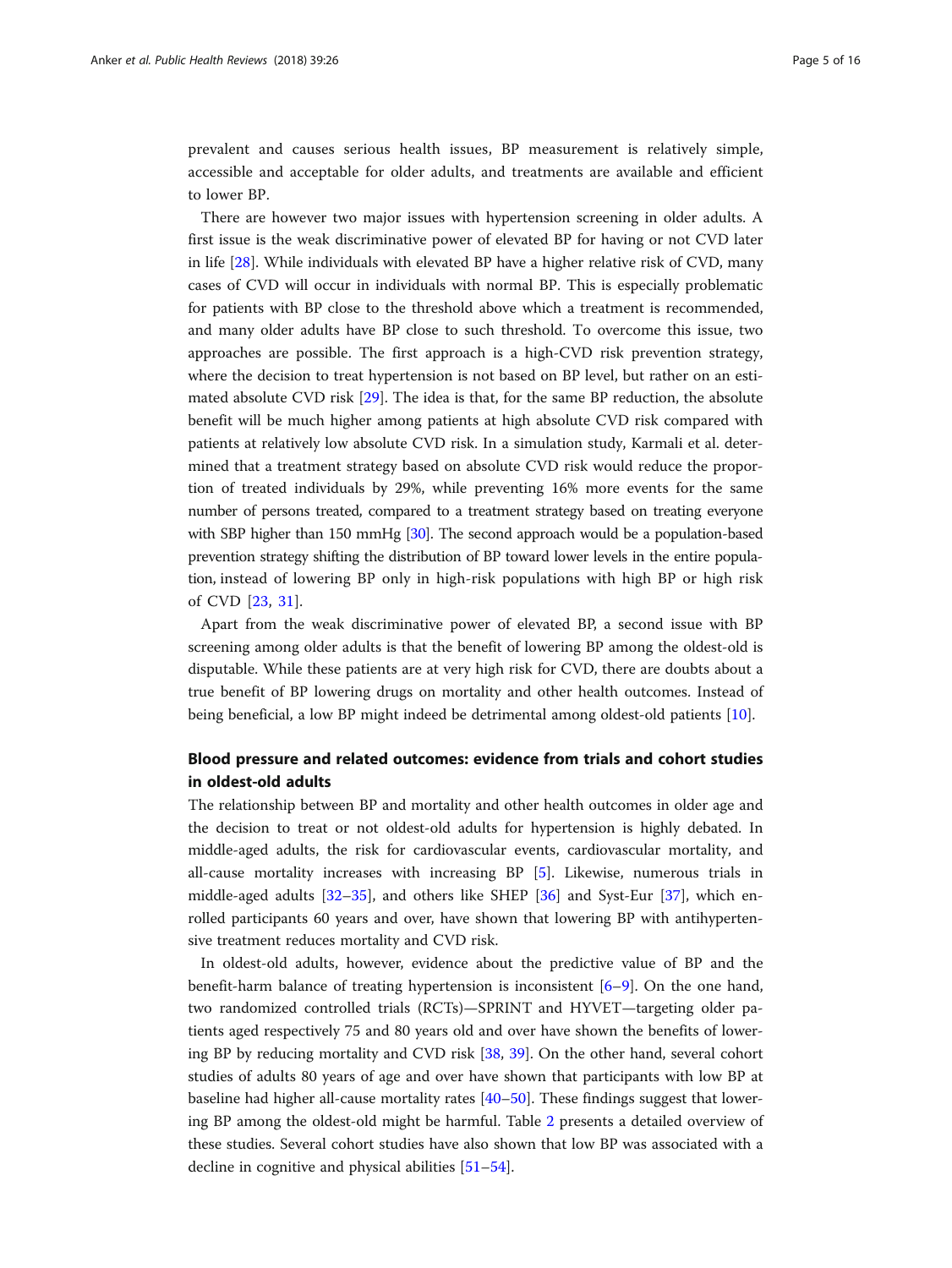prevalent and causes serious health issues, BP measurement is relatively simple, accessible and acceptable for older adults, and treatments are available and efficient to lower BP.

There are however two major issues with hypertension screening in older adults. A first issue is the weak discriminative power of elevated BP for having or not CVD later in life [28]. While individuals with elevated BP have a higher relative risk of CVD, many cases of CVD will occur in individuals with normal BP. This is especially problematic for patients with BP close to the threshold above which a treatment is recommended, and many older adults have BP close to such threshold. To overcome this issue, two approaches are possible. The first approach is a high-CVD risk prevention strategy, where the decision to treat hypertension is not based on BP level, but rather on an estimated absolute CVD risk [29]. The idea is that, for the same BP reduction, the absolute benefit will be much higher among patients at high absolute CVD risk compared with patients at relatively low absolute CVD risk. In a simulation study, Karmali et al. determined that a treatment strategy based on absolute CVD risk would reduce the proportion of treated individuals by 29%, while preventing 16% more events for the same number of persons treated, compared to a treatment strategy based on treating everyone with SBP higher than 150 mmHg [30]. The second approach would be a population-based prevention strategy shifting the distribution of BP toward lower levels in the entire population, instead of lowering BP only in high-risk populations with high BP or high risk of CVD [23, 31].

Apart from the weak discriminative power of elevated BP, a second issue with BP screening among older adults is that the benefit of lowering BP among the oldest-old is disputable. While these patients are at very high risk for CVD, there are doubts about a true benefit of BP lowering drugs on mortality and other health outcomes. Instead of being beneficial, a low BP might indeed be detrimental among oldest-old patients [10].

## Blood pressure and related outcomes: evidence from trials and cohort studies in oldest-old adults

The relationship between BP and mortality and other health outcomes in older age and the decision to treat or not oldest-old adults for hypertension is highly debated. In middle-aged adults, the risk for cardiovascular events, cardiovascular mortality, and all-cause mortality increases with increasing BP [5]. Likewise, numerous trials in middle-aged adults [32–35], and others like SHEP [36] and Syst-Eur [37], which enrolled participants 60 years and over, have shown that lowering BP with antihypertensive treatment reduces mortality and CVD risk.

In oldest-old adults, however, evidence about the predictive value of BP and the benefit-harm balance of treating hypertension is inconsistent [6–9]. On the one hand, two randomized controlled trials (RCTs)—SPRINT and HYVET—targeting older patients aged respectively 75 and 80 years old and over have shown the benefits of lowering BP by reducing mortality and CVD risk [38, 39]. On the other hand, several cohort studies of adults 80 years of age and over have shown that participants with low BP at baseline had higher all-cause mortality rates [40–50]. These findings suggest that lowering BP among the oldest-old might be harmful. Table 2 presents a detailed overview of these studies. Several cohort studies have also shown that low BP was associated with a decline in cognitive and physical abilities [51–54].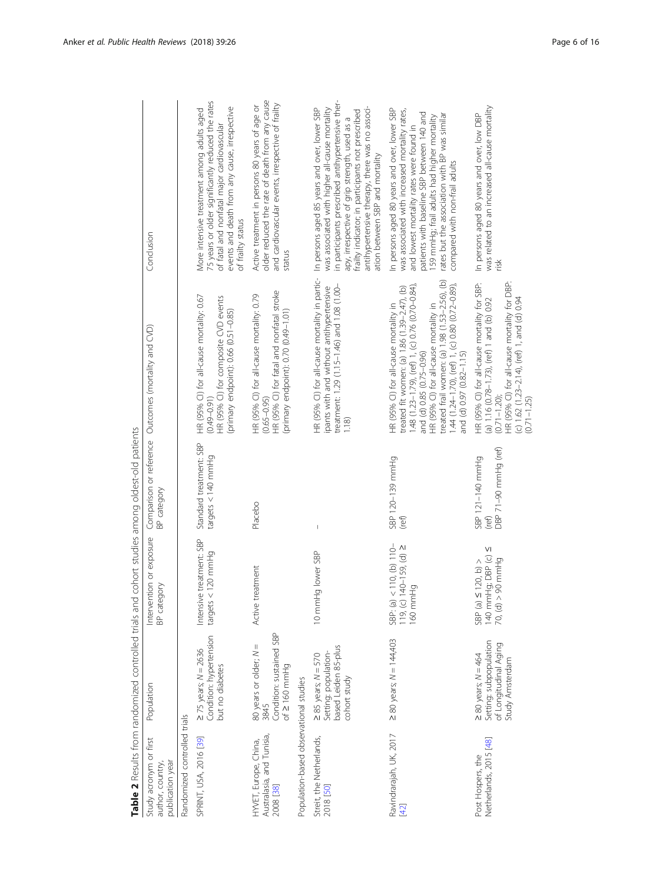**Table 2** Results from randomized controlled trials and cohort studies among oldest-old patients

| Study acronym or first author, country, publication year | Population | Intervention or exposure BP category | Comparison or reference BP category | Outcomes (mortality and CVD) | Conclusion |
|---|---|---|---|---|---|
| Randomized controlled trials | | | | | |
| SPRINT, USA, 2016 [39] | ≥ 75 years; N = 2636 Condition: hypertension but no diabetes | Intensive treatment: SBP targets < 120 mmHg | Standard treatment: SBP targets < 140 mmHg | HR (95% CI) for all-cause mortality: 0.67 (0.49–0.91) HR (95% CI) for composite CVD events (primary endpoint): 0.66 (0.51–0.85) | More intensive treatment among adults aged 75 years or older significantly reduced the rates of fatal and nonfatal major cardiovascular events and death from any cause, irrespective of frailty status |
| HYVET, Europe, China, Australasia, and Tunisia, 2008 [38] | 80 years or older; N = 3845 Condition: sustained SBP of ≥ 160 mmHg | Active treatment | Placebo | HR (95% CI) for all-cause mortality: 0.79 (0.65–0.95) HR (95% CI) for fatal and nonfatal stroke (primary endpoint): 0.70 (0.49–1.01) | Active treatment in persons 80 years of age or older reduced the rate of death from any cause and cardiovascular events, irrespective of frailty status |
| Population-based observational studies | | | | | |
| Streit, the Netherlands, 2018 [50] | ≥ 85 years; N = 570 Setting: population-based Leiden 85-plus cohort study | 10 mmHg lower SBP | – | HR (95% CI) for all-cause mortality in participants with and without antihypertensive treatment: 1.29 (1.15–1.46) and 1.08 (1.00–1.18) | In persons aged 85 years and over, lower SBP was associated with higher all-cause mortality in participants prescribed antihypertensive therapy, irrespective of grip strength, used as a frailty indicator; in participants not prescribed antihypertensive therapy, there was no association between SBP and mortality |
| Ravindrarajah, UK, 2017 [42] | ≥ 80 years; N = 144,403 | SBP: (a) < 110, (b) 110–119, (c) 140–159, (d) ≥ 160 mmHg | SBP 120–139 mmHg (ref) | HR (95% CI) for all-cause mortality in treated fit women: (a) 1.86 (1.39–2.47), (b) 1.48 (1.23–1.79), (ref) 1, (c) 0.76 (0.70–0.84), and (d) 0.85 (0.75–0.96) HR (95% CI) for all-cause mortality in treated frail women: (a) 1.98 (1.53–2.56), (b) 1.44 (1.24–1.70), (ref) 1, (c) 0.80 (0.72–0.89), and (d) 0.97 (0.82–1.15) | In persons aged 80 years and over, lower SBP was associated with increased mortality rates, and lowest mortality rates were found in patients with baseline SBP between 140 and 159 mmHg; frail adults had higher mortality rates but the association with BP was similar compared with non-frail adults |
| Post Hospers, the Netherlands, 2015 [48] | ≥ 80 years; N = 464 Setting: subpopulation of Longitudinal Aging Study Amsterdam | SBP (a) ≤ 120, b) > 140 mmHg; DBP (c) ≤ 70, (d) > 90 mmHg | SBP 121–140 mmHg (ref) DBP 71–90 mmHg (ref) | HR (95% CI) for all-cause mortality for SBP: (a) 1.16 (0.78–1.73), (ref) 1 and (b) 0.92 (0.71–1.20); HR (95% CI) for all-cause mortality for DBP: (c) 1.62 (1.23–2.14), (ref) 1, and (d) 0.94 (0.71–1.25) | In persons aged 80 years and over, low DBP was related to an increased all-cause mortality risk |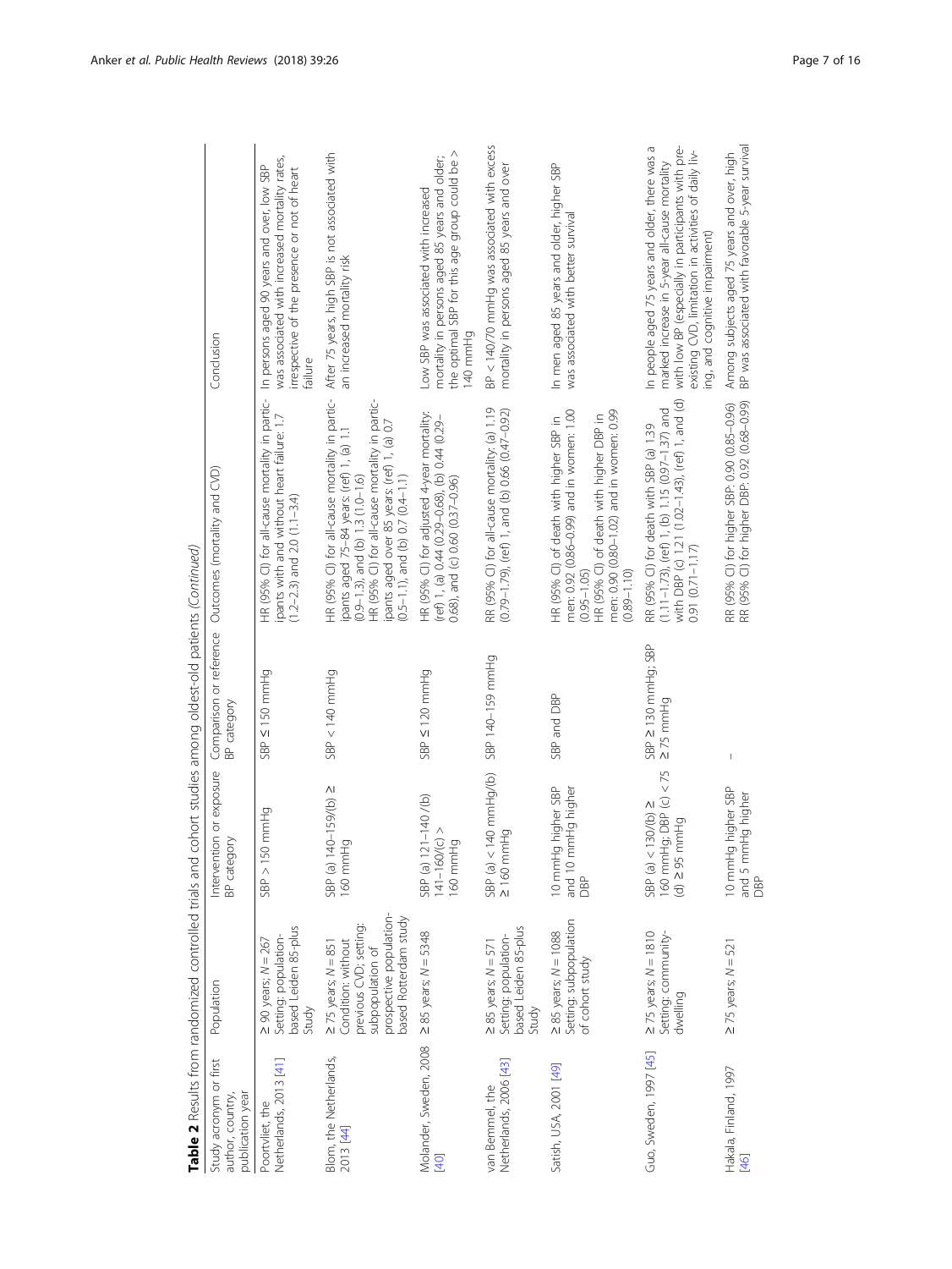**Table 2** Results from randomized controlled trials and cohort studies among oldest-old patients *(Continued)*

| Study acronym or first author, country, publication year | Population | Intervention or exposure BP category | Comparison or reference BP category | Outcomes (mortality and CVD) | Conclusion |
|---|---|---|---|---|---|
| Poortvliet, the Netherlands, 2013 [41] | ≥ 90 years; *N* = 267 Setting: population-based Leiden 85-plus Study | SBP > 150 mmHg | SBP ≤ 150 mmHg | HR (95% CI) for all-cause mortality in participants with and without heart failure: 1.7 (1.2–2.3) and 2.0 (1.1–3.4) | In persons aged 90 years and over, low SBP was associated with increased mortality rates, irrespective of the presence or not of heart failure |
| Blom, the Netherlands, 2013 [44] | ≥ 75 years; *N* = 851 Condition: without previous CVD; setting: subpopulation of prospective population-based Rotterdam study | SBP (a) 140–159/(b) ≥ 160 mmHg | SBP < 140 mmHg | HR (95% CI) for all-cause mortality in participants aged 75–84 years: (ref) 1, (a) 1.1 (0.9–1.3), and (b) 1.3 (1.0–1.6) HR (95% CI) for all-cause mortality in participants aged over 85 years: (ref) 1, (a) 0.7 (0.5–1.1), and (b) 0.7 (0.4–1.1) | After 75 years, high SBP is not associated with an increased mortality risk |
| Molander, Sweden, 2008 [40] | ≥ 85 years; *N* = 5348 | SBP (a) 121–140 /(b) 141–160/(c) > 160 mmHg | SBP ≤ 120 mmHg | HR (95% CI) for adjusted 4-year mortality: (ref 1, (a) 0.44 (0.29–0.68), (b) 0.44 (0.29–0.68), and (c) 0.60 (0.37–0.96) | Low SBP was associated with increased mortality in persons aged 85 years and older; the optimal SBP for this age group could be > 140 mmHg |
| van Bemmel, the Netherlands, 2006 [43] | ≥ 85 years; *N* = 571 Setting: population-based Leiden 85-plus Study | SBP (a) < 140 mmHg/(b) ≥160 mmHg | SBP 140–159 mmHg | RR (95% CI) for all-cause mortality: (a) 1.19 (0.79–1.79), (ref) 1, and (b) 0.66 (0.47–0.92) | BP < 140/70 mmHg was associated with excess mortality in persons aged 85 years and over |
| Satish, USA, 2001 [49] | ≥ 85 years; *N* = 1088 Setting: subpopulation of cohort study | 10 mmHg higher SBP and 10 mmHg higher DBP | SBP and DBP | HR (95% CI) of death with higher SBP in men: 0.92 (0.86–0.99) and in women: 1.00 (0.95–1.05) HR (95% CI) of death with higher DBP in men: 0.90 (0.80–1.02) and in women: 0.99 (0.89–1.10) | In men aged 85 years and older, higher SBP was associated with better survival |
| Guo, Sweden, 1997 [45] | ≥ 75 years; *N* = 1810 Setting: community-dwelling | SBP (a) < 130/(b) ≥ 160 mmHg; DBP (c) < 75 (d) ≥ 95 mmHg | SBP ≥ 130 mmHg; SBP ≥ 75 mmHg | RR (95% CI) for death with SBP (a) 1.39 (1.11–1.73), (ref) 1, (b) 1.15 (0.97–1.37) and with DBP (c) 1.21 (1.02–1.43), (ref) 1, and (d) 0.91 (0.71–1.17) | In people aged 75 years and older, there was a marked increase in 5-year all-cause mortality with low BP (especially in participants with pre-existing CVD, limitation in activities of daily living, and cognitive impairment) |
| Hakala, Finland, 1997 [46] | ≥ 75 years; *N* = 521 | 10 mmHg higher SBP and 5 mmHg higher DBP | – | RR (95% CI) for higher SBP: 0.90 (0.85–0.96) RR (95% CI) for higher DBP: 0.92 (0.68–0.99) | Among subjects aged 75 years and over, high BP was associated with favorable 5-year survival |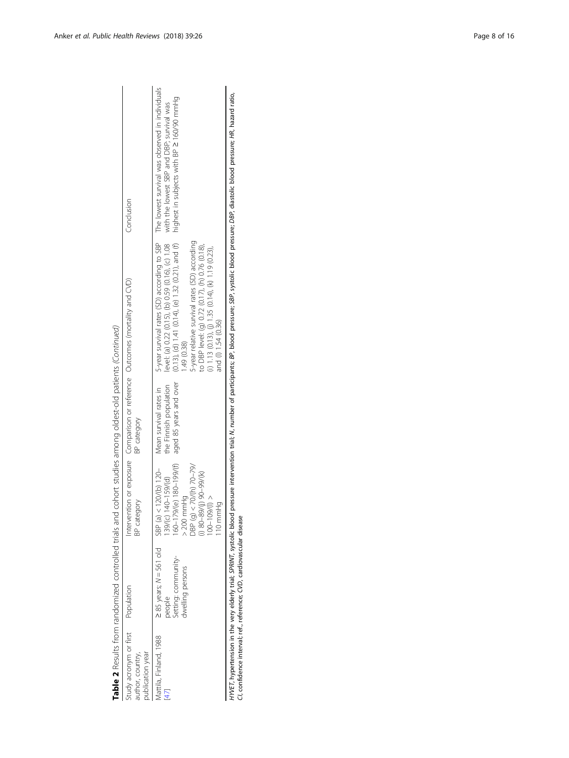**Table 2** Results from randomized controlled trials and cohort studies among oldest-old patients *(Continued)*

| Study acronym or first author, country, publication year | Population | Intervention or exposure BP category | Comparison or reference BP category | Outcomes (mortality and CVD) | Conclusion |
| --- | --- | --- | --- | --- | --- |
| Mattila, Finland, 1988 [47] | ≥ 85 years; *N* = 561 old people<br>Setting: community-dwelling persons | SBP (a) < 120/(b) 120–139/(c) 140–159/(d) 160–179/(e) 180–199/(f) > 200 mmHg<br>DBP (g) < 70/(h) 70–79/(i) 80–89/(j) 90–99/(k) 100–109/(l) > 110 mmHg | Mean survival rates in the Finnish population aged 85 years and over | 5-year survival rates (SD) according to SBP level: (a) 0.22 (0.15), (b) 0.59 (0.16), (c) 1.08 (0.13), (d) 1.41 (0.14), (e) 1.32 (0.21), and (f) 1.49 (0.38)<br>5-year relative survival rates (SD) according to DBP level: (g) 0.72 (0.17), (h) 0.76 (0.18), (i) 1.13 (0.13), (j) 1.35 (0.14), (k) 1.19 (0.23), and (l) 1.54 (0.36) | The lowest survival was observed in individuals with the lowest SBP and DBP; survival was highest in subjects with BP ≥ 160/90 mmHg |

*HYVET*, hypertension in the very elderly trial; *SPRINT*, systolic blood pressure intervention trial; *N*, number of participants; *BP*, blood pressure; *SBP*, systolic blood pressure; *DBP*, diastolic blood pressure; *HR*, hazard ratio, *CI*, confidence interval; ref., reference; *CVD*, cardiovascular disease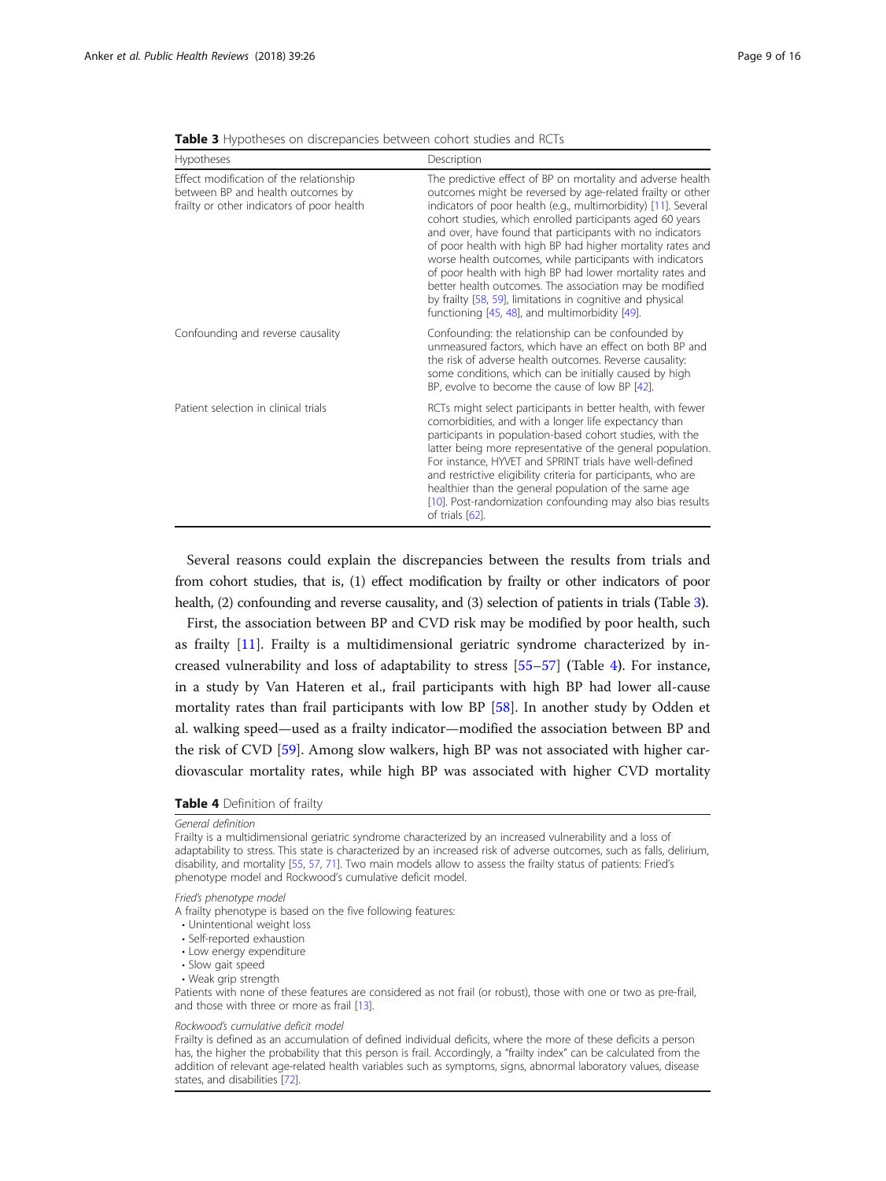**Table 3** Hypotheses on discrepancies between cohort studies and RCTs

| Hypotheses | Description |
| --- | --- |
| Effect modification of the relationship between BP and health outcomes by frailty or other indicators of poor health | The predictive effect of BP on mortality and adverse health outcomes might be reversed by age-related frailty or other indicators of poor health (e.g., multimorbidity) [11]. Several cohort studies, which enrolled participants aged 60 years and over, have found that participants with no indicators of poor health with high BP had higher mortality rates and worse health outcomes, while participants with indicators of poor health with high BP had lower mortality rates and better health outcomes. The association may be modified by frailty [58, 59], limitations in cognitive and physical functioning [45, 48], and multimorbidity [49]. |
| Confounding and reverse causality | Confounding: the relationship can be confounded by unmeasured factors, which have an effect on both BP and the risk of adverse health outcomes. Reverse causality: some conditions, which can be initially caused by high BP, evolve to become the cause of low BP [42]. |
| Patient selection in clinical trials | RCTs might select participants in better health, with fewer comorbidities, and with a longer life expectancy than participants in population-based cohort studies, with the latter being more representative of the general population. For instance, HYVET and SPRINT trials have well-defined and restrictive eligibility criteria for participants, who are healthier than the general population of the same age [10]. Post-randomization confounding may also bias results of trials [62]. |

Several reasons could explain the discrepancies between the results from trials and from cohort studies, that is, (1) effect modification by frailty or other indicators of poor health, (2) confounding and reverse causality, and (3) selection of patients in trials (Table 3).

First, the association between BP and CVD risk may be modified by poor health, such as frailty [11]. Frailty is a multidimensional geriatric syndrome characterized by increased vulnerability and loss of adaptability to stress [55–57] (Table 4). For instance, in a study by Van Hateren et al., frail participants with high BP had lower all-cause mortality rates than frail participants with low BP [58]. In another study by Odden et al. walking speed—used as a frailty indicator—modified the association between BP and the risk of CVD [59]. Among slow walkers, high BP was not associated with higher cardiovascular mortality rates, while high BP was associated with higher CVD mortality

**Table 4** Definition of frailty

*General definition*

Frailty is a multidimensional geriatric syndrome characterized by an increased vulnerability and a loss of adaptability to stress. This state is characterized by an increased risk of adverse outcomes, such as falls, delirium, disability, and mortality [55, 57, 71]. Two main models allow to assess the frailty status of patients: Fried's phenotype model and Rockwood's cumulative deficit model.

*Fried's phenotype model*

A frailty phenotype is based on the five following features:

- Unintentional weight loss
- Self-reported exhaustion
- Low energy expenditure
- Slow gait speed
- Weak grip strength

Patients with none of these features are considered as not frail (or robust), those with one or two as pre-frail, and those with three or more as frail [13].

*Rockwood's cumulative deficit model*

Frailty is defined as an accumulation of defined individual deficits, where the more of these deficits a person has, the higher the probability that this person is frail. Accordingly, a "frailty index" can be calculated from the addition of relevant age-related health variables such as symptoms, signs, abnormal laboratory values, disease states, and disabilities [72].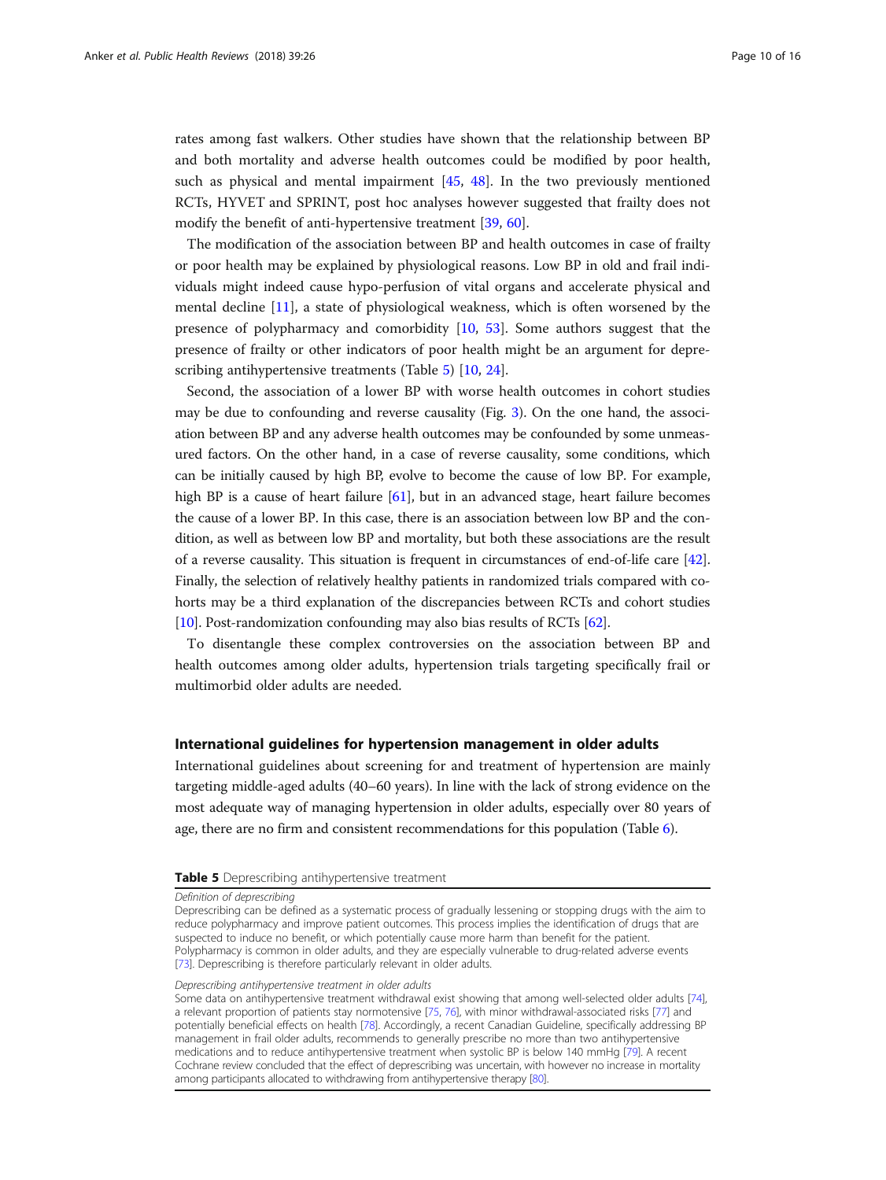rates among fast walkers. Other studies have shown that the relationship between BP and both mortality and adverse health outcomes could be modified by poor health, such as physical and mental impairment [45, 48]. In the two previously mentioned RCTs, HYVET and SPRINT, post hoc analyses however suggested that frailty does not modify the benefit of anti-hypertensive treatment [39, 60].

The modification of the association between BP and health outcomes in case of frailty or poor health may be explained by physiological reasons. Low BP in old and frail individuals might indeed cause hypo-perfusion of vital organs and accelerate physical and mental decline [11], a state of physiological weakness, which is often worsened by the presence of polypharmacy and comorbidity [10, 53]. Some authors suggest that the presence of frailty or other indicators of poor health might be an argument for deprescribing antihypertensive treatments (Table 5) [10, 24].

Second, the association of a lower BP with worse health outcomes in cohort studies may be due to confounding and reverse causality (Fig. 3). On the one hand, the association between BP and any adverse health outcomes may be confounded by some unmeasured factors. On the other hand, in a case of reverse causality, some conditions, which can be initially caused by high BP, evolve to become the cause of low BP. For example, high BP is a cause of heart failure [61], but in an advanced stage, heart failure becomes the cause of a lower BP. In this case, there is an association between low BP and the condition, as well as between low BP and mortality, but both these associations are the result of a reverse causality. This situation is frequent in circumstances of end-of-life care [42]. Finally, the selection of relatively healthy patients in randomized trials compared with cohorts may be a third explanation of the discrepancies between RCTs and cohort studies [10]. Post-randomization confounding may also bias results of RCTs [62].

To disentangle these complex controversies on the association between BP and health outcomes among older adults, hypertension trials targeting specifically frail or multimorbid older adults are needed.

## International guidelines for hypertension management in older adults

International guidelines about screening for and treatment of hypertension are mainly targeting middle-aged adults (40–60 years). In line with the lack of strong evidence on the most adequate way of managing hypertension in older adults, especially over 80 years of age, there are no firm and consistent recommendations for this population (Table 6).

**Table 5** Deprescribing antihypertensive treatment

*Definition of deprescribing*

Deprescribing can be defined as a systematic process of gradually lessening or stopping drugs with the aim to reduce polypharmacy and improve patient outcomes. This process implies the identification of drugs that are suspected to induce no benefit, or which potentially cause more harm than benefit for the patient. Polypharmacy is common in older adults, and they are especially vulnerable to drug-related adverse events [73]. Deprescribing is therefore particularly relevant in older adults.

*Deprescribing antihypertensive treatment in older adults*

Some data on antihypertensive treatment withdrawal exist showing that among well-selected older adults [74], a relevant proportion of patients stay normotensive [75, 76], with minor withdrawal-associated risks [77] and potentially beneficial effects on health [78]. Accordingly, a recent Canadian Guideline, specifically addressing BP management in frail older adults, recommends to generally prescribe no more than two antihypertensive medications and to reduce antihypertensive treatment when systolic BP is below 140 mmHg [79]. A recent Cochrane review concluded that the effect of deprescribing was uncertain, with however no increase in mortality among participants allocated to withdrawing from antihypertensive therapy [80].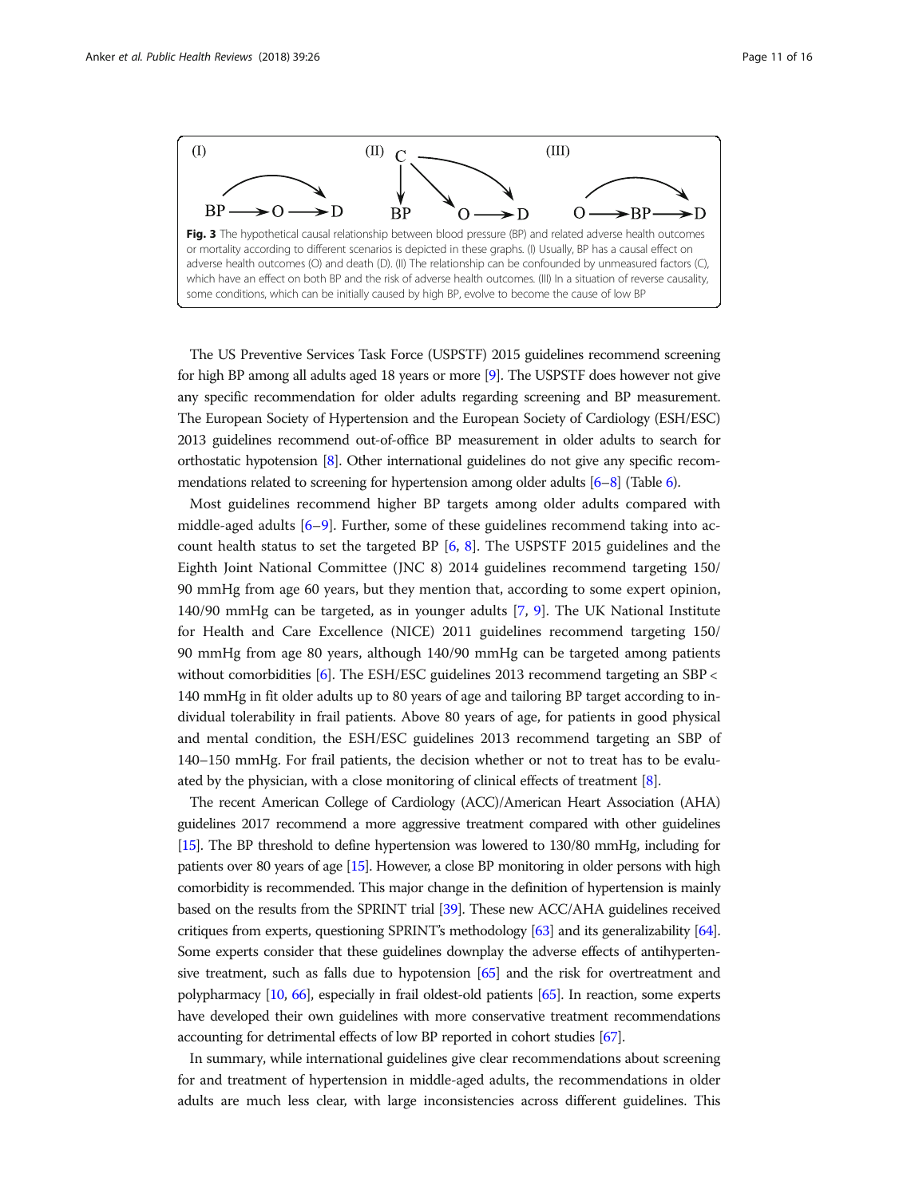**Fig. 3** The hypothetical causal relationship between blood pressure (BP) and related adverse health outcomes or mortality according to different scenarios is depicted in these graphs. (I) Usually, BP has a causal effect on adverse health outcomes (O) and death (D). (II) The relationship can be confounded by unmeasured factors (C), which have an effect on both BP and the risk of adverse health outcomes. (III) In a situation of reverse causality, some conditions, which can be initially caused by high BP, evolve to become the cause of low BP

The US Preventive Services Task Force (USPSTF) 2015 guidelines recommend screening for high BP among all adults aged 18 years or more [9]. The USPSTF does however not give any specific recommendation for older adults regarding screening and BP measurement. The European Society of Hypertension and the European Society of Cardiology (ESH/ESC) 2013 guidelines recommend out-of-office BP measurement in older adults to search for orthostatic hypotension [8]. Other international guidelines do not give any specific recommendations related to screening for hypertension among older adults [6–8] (Table 6).

Most guidelines recommend higher BP targets among older adults compared with middle-aged adults [6–9]. Further, some of these guidelines recommend taking into account health status to set the targeted BP [6, 8]. The USPSTF 2015 guidelines and the Eighth Joint National Committee (JNC 8) 2014 guidelines recommend targeting 150/90 mmHg from age 60 years, but they mention that, according to some expert opinion, 140/90 mmHg can be targeted, as in younger adults [7, 9]. The UK National Institute for Health and Care Excellence (NICE) 2011 guidelines recommend targeting 150/90 mmHg from age 80 years, although 140/90 mmHg can be targeted among patients without comorbidities [6]. The ESH/ESC guidelines 2013 recommend targeting an SBP < 140 mmHg in fit older adults up to 80 years of age and tailoring BP target according to individual tolerability in frail patients. Above 80 years of age, for patients in good physical and mental condition, the ESH/ESC guidelines 2013 recommend targeting an SBP of 140–150 mmHg. For frail patients, the decision whether or not to treat has to be evaluated by the physician, with a close monitoring of clinical effects of treatment [8].

The recent American College of Cardiology (ACC)/American Heart Association (AHA) guidelines 2017 recommend a more aggressive treatment compared with other guidelines [15]. The BP threshold to define hypertension was lowered to 130/80 mmHg, including for patients over 80 years of age [15]. However, a close BP monitoring in older persons with high comorbidity is recommended. This major change in the definition of hypertension is mainly based on the results from the SPRINT trial [39]. These new ACC/AHA guidelines received critiques from experts, questioning SPRINT's methodology [63] and its generalizability [64]. Some experts consider that these guidelines downplay the adverse effects of antihypertensive treatment, such as falls due to hypotension [65] and the risk for overtreatment and polypharmacy [10, 66], especially in frail oldest-old patients [65]. In reaction, some experts have developed their own guidelines with more conservative treatment recommendations accounting for detrimental effects of low BP reported in cohort studies [67].

In summary, while international guidelines give clear recommendations about screening for and treatment of hypertension in middle-aged adults, the recommendations in older adults are much less clear, with large inconsistencies across different guidelines. This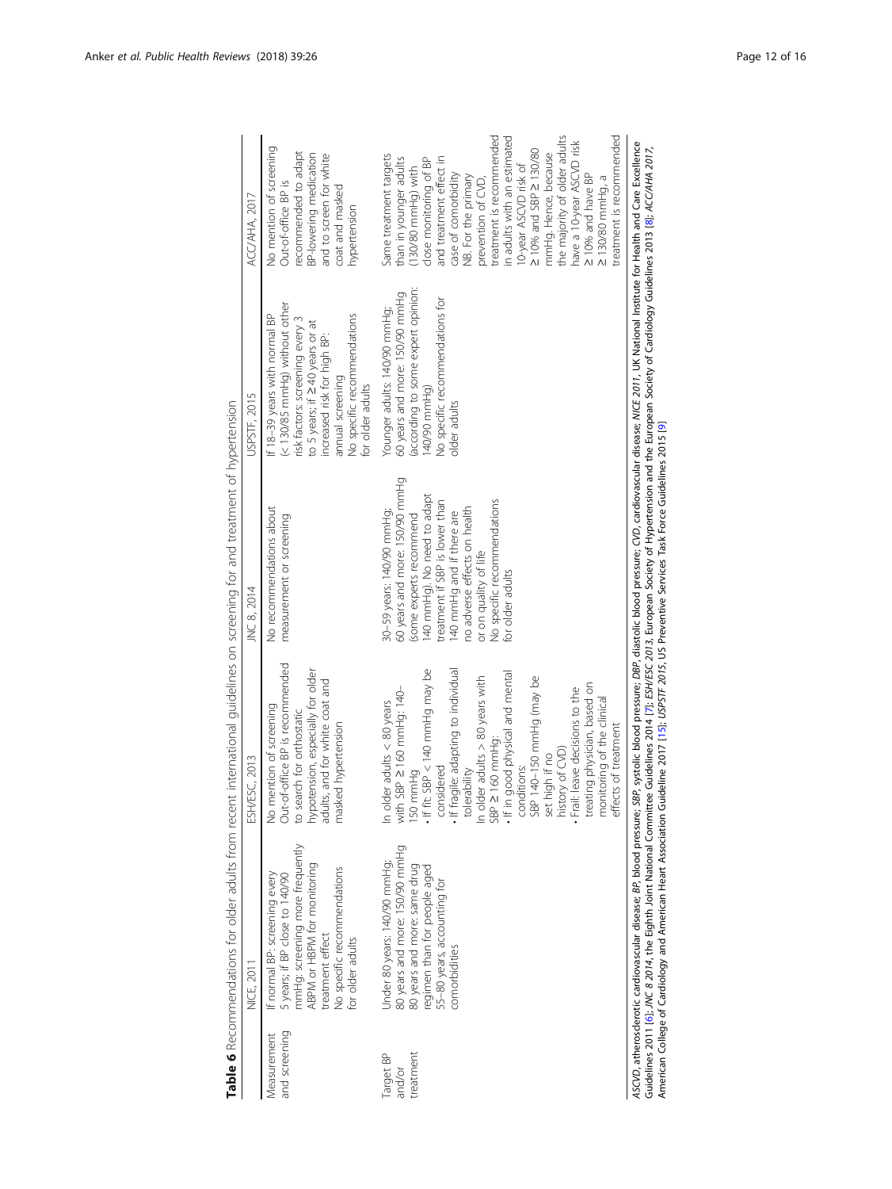**Table 6** Recommendations for older adults from recent international guidelines on screening for and treatment of hypertension

| | NICE, 2011 | ESH/ESC, 2013 | JNC 8, 2014 | USPSTF, 2015 | ACC/AHA, 2017 |
|---|---|---|---|---|---|
| Measurement and screening | If normal BP: screening every 5 years; if BP close to 140/90 mmHg: screening more frequently<br>ABPM or HBPM for monitoring treatment effect<br>No specific recommendations for older adults | No mention of screening<br>Out-of-office BP is recommended to search for orthostatic hypotension, especially for older adults, and for white coat and masked hypertension | No recommendations about measurement or screening | If 18–39 years with normal BP (< 130/85 mmHg) without other risk factors: screening every 3 to 5 years; if ≥ 40 years or at increased risk for high BP: annual screening<br>No specific recommendations for older adults | No mention of screening<br>Out-of-office BP is recommended to adapt BP-lowering medication and to screen for white coat and masked hypertension |
| Target BP and/or treatment | Under 80 years: 140/90 mmHg; 80 years and more: 150/90 mmHg<br>80 years and more: same drug regimen than for people aged 55–80 years, accounting for comorbidities | In older adults < 80 years with SBP ≥ 160 mmHg: 140–150 mmHg<br>• If fit: SBP < 140 mmHg may be considered<br>• If fragile: adapting to individual tolerability<br>In older adults > 80 years with SBP ≥ 160 mmHg:<br>• If in good physical and mental conditions: SBP 140–150 mmHg (may be set high if no history of CVD)<br>• Frail: leave decisions to the treating physician, based on monitoring of the clinical effects of treatment | 30–59 years: 140/90 mmHg; 60 years and more: 150/90 mmHg (some experts recommend 140 mmHg). No need to adapt treatment if SBP is lower than 140 mmHg and if there are no adverse effects on health or on quality of life<br>No specific recommendations for older adults | Younger adults: 140/90 mmHg; 60 years and more: 150/90 mmHg (according to some expert opinion: 140/90 mmHg)<br>No specific recommendations for older adults | Same treatment targets than in younger adults (130/80 mmHg) with close monitoring of BP and treatment effect in case of comorbidity<br>NB. For the primary prevention of CVD, treatment is recommended in adults with an estimated 10-year ASCVD risk of ≥ 10% and SBP ≥ 130/80 mmHg. Hence, because the majority of older adults have a 10-year ASCVD risk ≥ 10% and have BP ≥ 130/80 mmHg, a treatment is recommended |

*ASCVD*, atherosclerotic cardiovascular disease; *BP*, blood pressure; *SBP*, systolic blood pressure; *DBP*, diastolic blood pressure; *CVD*, cardiovascular disease; *NICE 2011*, UK National Institute for Health and Care Excellence Guidelines 2011 [6]; *JNC 8 2014*, the Eighth Joint National Committee Guidelines 2014 [7]; *ESH/ESC 2013*, European Society of Hypertension and the European Society of Cardiology Guidelines 2013 [8]; *ACC/AHA 2017*, American College of Cardiology and American Heart Association Guideline 2017 [15]; *USPSTF 2015*, US Preventive Services Task Force Guidelines 2015 [9]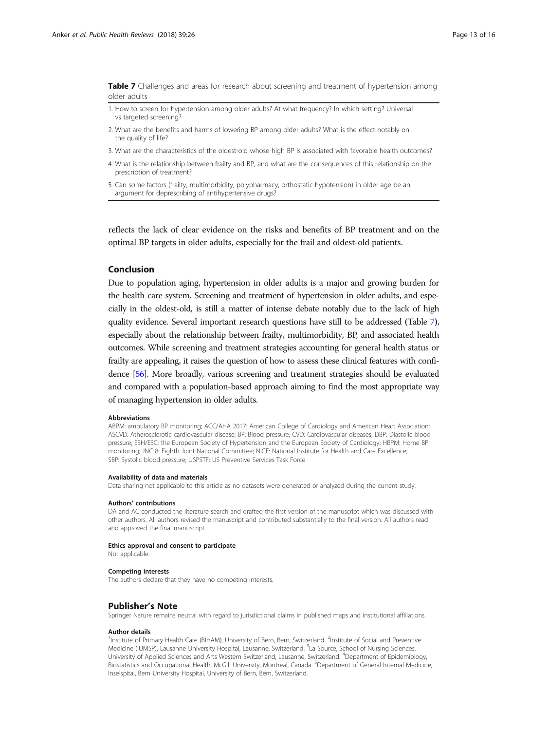**Table 7** Challenges and areas for research about screening and treatment of hypertension among older adults

| |
|---|
| 1. How to screen for hypertension among older adults? At what frequency? In which setting? Universal vs targeted screening? |
| 2. What are the benefits and harms of lowering BP among older adults? What is the effect notably on the quality of life? |
| 3. What are the characteristics of the oldest-old whose high BP is associated with favorable health outcomes? |
| 4. What is the relationship between frailty and BP, and what are the consequences of this relationship on the prescription of treatment? |
| 5. Can some factors (frailty, multimorbidity, polypharmacy, orthostatic hypotension) in older age be an argument for deprescribing of antihypertensive drugs? |

reflects the lack of clear evidence on the risks and benefits of BP treatment and on the optimal BP targets in older adults, especially for the frail and oldest-old patients.

## Conclusion

Due to population aging, hypertension in older adults is a major and growing burden for the health care system. Screening and treatment of hypertension in older adults, and especially in the oldest-old, is still a matter of intense debate notably due to the lack of high quality evidence. Several important research questions have still to be addressed (Table 7), especially about the relationship between frailty, multimorbidity, BP, and associated health outcomes. While screening and treatment strategies accounting for general health status or frailty are appealing, it raises the question of how to assess these clinical features with confidence [56]. More broadly, various screening and treatment strategies should be evaluated and compared with a population-based approach aiming to find the most appropriate way of managing hypertension in older adults.

#### Abbreviations

ABPM: ambulatory BP monitoring; ACC/AHA 2017: American College of Cardiology and American Heart Association; ASCVD: Atherosclerotic cardiovascular disease; BP: Blood pressure; CVD: Cardiovascular diseases; DBP: Diastolic blood pressure; ESH/ESC: the European Society of Hypertension and the European Society of Cardiology; HBPM: Home BP monitoring; JNC 8: Eighth Joint National Committee; NICE: National Institute for Health and Care Excellence; SBP: Systolic blood pressure; USPSTF: US Preventive Services Task Force

#### Availability of data and materials

Data sharing not applicable to this article as no datasets were generated or analyzed during the current study.

#### Authors' contributions

DA and AC conducted the literature search and drafted the first version of the manuscript which was discussed with other authors. All authors revised the manuscript and contributed substantially to the final version. All authors read and approved the final manuscript.

#### Ethics approval and consent to participate

Not applicable.

#### Competing interests

The authors declare that they have no competing interests.

## Publisher's Note

Springer Nature remains neutral with regard to jurisdictional claims in published maps and institutional affiliations.

#### Author details

[1]Institute of Primary Health Care (BIHAM), University of Bern, Bern, Switzerland. [2]Institute of Social and Preventive Medicine (IUMSP), Lausanne University Hospital, Lausanne, Switzerland. [3]La Source, School of Nursing Sciences, University of Applied Sciences and Arts Western Switzerland, Lausanne, Switzerland. [4]Department of Epidemiology, Biostatistics and Occupational Health, McGill University, Montreal, Canada. [5]Department of General Internal Medicine, Inselspital, Bern University Hospital, University of Bern, Bern, Switzerland.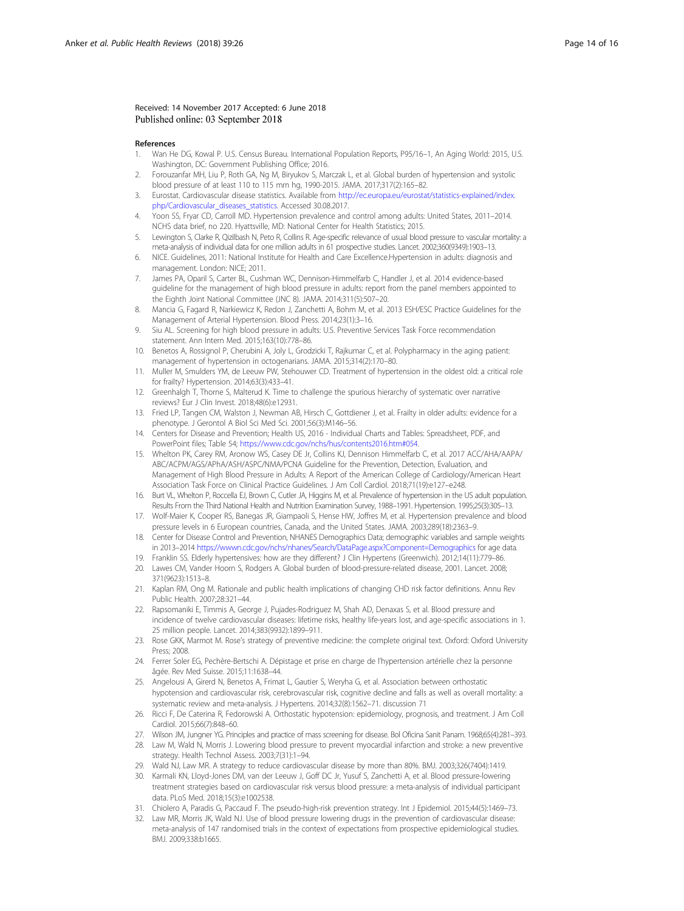Received: 14 November 2017 Accepted: 6 June 2018
Published online: 03 September 2018

## References

1. Wan He DG, Kowal P. U.S. Census Bureau. International Population Reports, P95/16–1, An Aging World: 2015, U.S. Washington, DC: Government Publishing Office; 2016.
2. Forouzanfar MH, Liu P, Roth GA, Ng M, Biryukov S, Marczak L, et al. Global burden of hypertension and systolic blood pressure of at least 110 to 115 mm hg, 1990-2015. JAMA. 2017;317(2):165–82.
3. Eurostat. Cardiovascular disease statistics. Available from http://ec.europa.eu/eurostat/statistics-explained/index.php/Cardiovascular_diseases_statistics. Accessed 30.08.2017.
4. Yoon SS, Fryar CD, Carroll MD. Hypertension prevalence and control among adults: United States, 2011–2014. NCHS data brief, no 220. Hyattsville, MD: National Center for Health Statistics; 2015.
5. Lewington S, Clarke R, Qizilbash N, Peto R, Collins R. Age-specific relevance of usual blood pressure to vascular mortality: a meta-analysis of individual data for one million adults in 61 prospective studies. Lancet. 2002;360(9349):1903–13.
6. NICE. Guidelines, 2011: National Institute for Health and Care Excellence.Hypertension in adults: diagnosis and management. London: NICE; 2011.
7. James PA, Oparil S, Carter BL, Cushman WC, Dennison-Himmelfarb C, Handler J, et al. 2014 evidence-based guideline for the management of high blood pressure in adults: report from the panel members appointed to the Eighth Joint National Committee (JNC 8). JAMA. 2014;311(5):507–20.
8. Mancia G, Fagard R, Narkiewicz K, Redon J, Zanchetti A, Bohm M, et al. 2013 ESH/ESC Practice Guidelines for the Management of Arterial Hypertension. Blood Press. 2014;23(1):3–16.
9. Siu AL. Screening for high blood pressure in adults: U.S. Preventive Services Task Force recommendation statement. Ann Intern Med. 2015;163(10):778–86.
10. Benetos A, Rossignol P, Cherubini A, Joly L, Grodzicki T, Rajkumar C, et al. Polypharmacy in the aging patient: management of hypertension in octogenarians. JAMA. 2015;314(2):170–80.
11. Muller M, Smulders YM, de Leeuw PW, Stehouwer CD. Treatment of hypertension in the oldest old: a critical role for frailty? Hypertension. 2014;63(3):433–41.
12. Greenhalgh T, Thorne S, Malterud K. Time to challenge the spurious hierarchy of systematic over narrative reviews? Eur J Clin Invest. 2018;48(6):e12931.
13. Fried LP, Tangen CM, Walston J, Newman AB, Hirsch C, Gottdiener J, et al. Frailty in older adults: evidence for a phenotype. J Gerontol A Biol Sci Med Sci. 2001;56(3):M146–56.
14. Centers for Disease and Prevention; Health US, 2016 - Individual Charts and Tables: Spreadsheet, PDF, and PowerPoint files; Table 54; https://www.cdc.gov/nchs/hus/contents2016.htm#054.
15. Whelton PK, Carey RM, Aronow WS, Casey DE Jr, Collins KJ, Dennison Himmelfarb C, et al. 2017 ACC/AHA/AAPA/ABC/ACPM/AGS/APhA/ASH/ASPC/NMA/PCNA Guideline for the Prevention, Detection, Evaluation, and Management of High Blood Pressure in Adults: A Report of the American College of Cardiology/American Heart Association Task Force on Clinical Practice Guidelines. J Am Coll Cardiol. 2018;71(19):e127–e248.
16. Burt VL, Whelton P, Roccella EJ, Brown C, Cutler JA, Higgins M, et al. Prevalence of hypertension in the US adult population. Results From the Third National Health and Nutrition Examination Survey, 1988–1991. Hypertension. 1995;25(3):305–13.
17. Wolf-Maier K, Cooper RS, Banegas JR, Giampaoli S, Hense HW, Joffres M, et al. Hypertension prevalence and blood pressure levels in 6 European countries, Canada, and the United States. JAMA. 2003;289(18):2363–9.
18. Center for Disease Control and Prevention, NHANES Demographics Data; demographic variables and sample weights in 2013–2014 https://wwwn.cdc.gov/nchs/nhanes/Search/DataPage.aspx?Component=Demographics for age data.
19. Franklin SS. Elderly hypertensives: how are they different? J Clin Hypertens (Greenwich). 2012;14(11):779–86.
20. Lawes CM, Vander Hoorn S, Rodgers A. Global burden of blood-pressure-related disease, 2001. Lancet. 2008;371(9623):1513–8.
21. Kaplan RM, Ong M. Rationale and public health implications of changing CHD risk factor definitions. Annu Rev Public Health. 2007;28:321–44.
22. Rapsomaniki E, Timmis A, George J, Pujades-Rodriguez M, Shah AD, Denaxas S, et al. Blood pressure and incidence of twelve cardiovascular diseases: lifetime risks, healthy life-years lost, and age-specific associations in 1.25 million people. Lancet. 2014;383(9932):1899–911.
23. Rose GKK, Marmot M. Rose's strategy of preventive medicine: the complete original text. Oxford: Oxford University Press; 2008.
24. Ferrer Soler EG, Pechère-Bertschi A. Dépistage et prise en charge de l'hypertension artérielle chez la personne âgée. Rev Med Suisse. 2015;11:1638–44.
25. Angelousi A, Girerd N, Benetos A, Frimat L, Gautier S, Weryha G, et al. Association between orthostatic hypotension and cardiovascular risk, cerebrovascular risk, cognitive decline and falls as well as overall mortality: a systematic review and meta-analysis. J Hypertens. 2014;32(8):1562–71. discussion 71
26. Ricci F, De Caterina R, Fedorowski A. Orthostatic hypotension: epidemiology, prognosis, and treatment. J Am Coll Cardiol. 2015;66(7):848–60.
27. Wilson JM, Jungner YG. Principles and practice of mass screening for disease. Bol Oficina Sanit Panam. 1968;65(4):281–393.
28. Law M, Wald N, Morris J. Lowering blood pressure to prevent myocardial infarction and stroke: a new preventive strategy. Health Technol Assess. 2003;7(31):1–94.
29. Wald NJ, Law MR. A strategy to reduce cardiovascular disease by more than 80%. BMJ. 2003;326(7404):1419.
30. Karmali KN, Lloyd-Jones DM, van der Leeuw J, Goff DC Jr, Yusuf S, Zanchetti A, et al. Blood pressure-lowering treatment strategies based on cardiovascular risk versus blood pressure: a meta-analysis of individual participant data. PLoS Med. 2018;15(3):e1002538.
31. Chiolero A, Paradis G, Paccaud F. The pseudo-high-risk prevention strategy. Int J Epidemiol. 2015;44(5):1469–73.
32. Law MR, Morris JK, Wald NJ. Use of blood pressure lowering drugs in the prevention of cardiovascular disease: meta-analysis of 147 randomised trials in the context of expectations from prospective epidemiological studies. BMJ. 2009;338:b1665.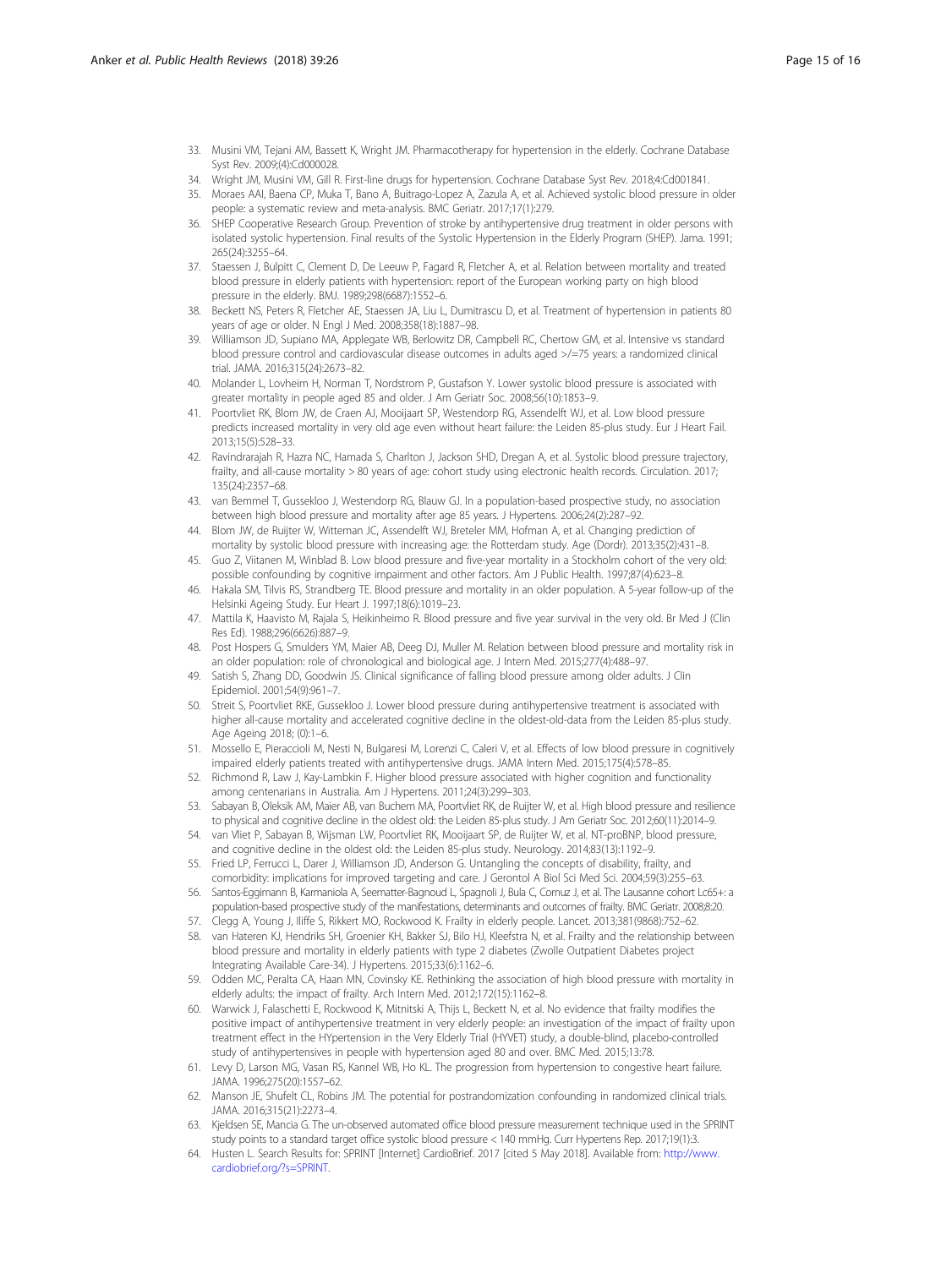33. Musini VM, Tejani AM, Bassett K, Wright JM. Pharmacotherapy for hypertension in the elderly. Cochrane Database Syst Rev. 2009;(4):Cd000028.
34. Wright JM, Musini VM, Gill R. First-line drugs for hypertension. Cochrane Database Syst Rev. 2018;4:Cd001841.
35. Moraes AAI, Baena CP, Muka T, Bano A, Buitrago-Lopez A, Zazula A, et al. Achieved systolic blood pressure in older people: a systematic review and meta-analysis. BMC Geriatr. 2017;17(1):279.
36. SHEP Cooperative Research Group. Prevention of stroke by antihypertensive drug treatment in older persons with isolated systolic hypertension. Final results of the Systolic Hypertension in the Elderly Program (SHEP). Jama. 1991; 265(24):3255–64.
37. Staessen J, Bulpitt C, Clement D, De Leeuw P, Fagard R, Fletcher A, et al. Relation between mortality and treated blood pressure in elderly patients with hypertension: report of the European working party on high blood pressure in the elderly. BMJ. 1989;298(6687):1552–6.
38. Beckett NS, Peters R, Fletcher AE, Staessen JA, Liu L, Dumitrascu D, et al. Treatment of hypertension in patients 80 years of age or older. N Engl J Med. 2008;358(18):1887–98.
39. Williamson JD, Supiano MA, Applegate WB, Berlowitz DR, Campbell RC, Chertow GM, et al. Intensive vs standard blood pressure control and cardiovascular disease outcomes in adults aged >/=75 years: a randomized clinical trial. JAMA. 2016;315(24):2673–82.
40. Molander L, Lovheim H, Norman T, Nordstrom P, Gustafson Y. Lower systolic blood pressure is associated with greater mortality in people aged 85 and older. J Am Geriatr Soc. 2008;56(10):1853–9.
41. Poortvliet RK, Blom JW, de Craen AJ, Mooijaart SP, Westendorp RG, Assendelft WJ, et al. Low blood pressure predicts increased mortality in very old age even without heart failure: the Leiden 85-plus study. Eur J Heart Fail. 2013;15(5):528–33.
42. Ravindrarajah R, Hazra NC, Hamada S, Charlton J, Jackson SHD, Dregan A, et al. Systolic blood pressure trajectory, frailty, and all-cause mortality > 80 years of age: cohort study using electronic health records. Circulation. 2017; 135(24):2357–68.
43. van Bemmel T, Gussekloo J, Westendorp RG, Blauw GJ. In a population-based prospective study, no association between high blood pressure and mortality after age 85 years. J Hypertens. 2006;24(2):287–92.
44. Blom JW, de Ruijter W, Witteman JC, Assendelft WJ, Breteler MM, Hofman A, et al. Changing prediction of mortality by systolic blood pressure with increasing age: the Rotterdam study. Age (Dordr). 2013;35(2):431–8.
45. Guo Z, Viitanen M, Winblad B. Low blood pressure and five-year mortality in a Stockholm cohort of the very old: possible confounding by cognitive impairment and other factors. Am J Public Health. 1997;87(4):623–8.
46. Hakala SM, Tilvis RS, Strandberg TE. Blood pressure and mortality in an older population. A 5-year follow-up of the Helsinki Ageing Study. Eur Heart J. 1997;18(6):1019–23.
47. Mattila K, Haavisto M, Rajala S, Heikinheimo R. Blood pressure and five year survival in the very old. Br Med J (Clin Res Ed). 1988;296(6626):887–9.
48. Post Hospers G, Smulders YM, Maier AB, Deeg DJ, Muller M. Relation between blood pressure and mortality risk in an older population: role of chronological and biological age. J Intern Med. 2015;277(4):488–97.
49. Satish S, Zhang DD, Goodwin JS. Clinical significance of falling blood pressure among older adults. J Clin Epidemiol. 2001;54(9):961–7.
50. Streit S, Poortvliet RKE, Gussekloo J. Lower blood pressure during antihypertensive treatment is associated with higher all-cause mortality and accelerated cognitive decline in the oldest-old-data from the Leiden 85-plus study. Age Ageing 2018; (0):1–6.
51. Mossello E, Pieraccioli M, Nesti N, Bulgaresi M, Lorenzi C, Caleri V, et al. Effects of low blood pressure in cognitively impaired elderly patients treated with antihypertensive drugs. JAMA Intern Med. 2015;175(4):578–85.
52. Richmond R, Law J, Kay-Lambkin F. Higher blood pressure associated with higher cognition and functionality among centenarians in Australia. Am J Hypertens. 2011;24(3):299–303.
53. Sabayan B, Oleksik AM, Maier AB, van Buchem MA, Poortvliet RK, de Ruijter W, et al. High blood pressure and resilience to physical and cognitive decline in the oldest old: the Leiden 85-plus study. J Am Geriatr Soc. 2012;60(11):2014–9.
54. van Vliet P, Sabayan B, Wijsman LW, Poortvliet RK, Mooijaart SP, de Ruijter W, et al. NT-proBNP, blood pressure, and cognitive decline in the oldest old: the Leiden 85-plus study. Neurology. 2014;83(13):1192–9.
55. Fried LP, Ferrucci L, Darer J, Williamson JD, Anderson G. Untangling the concepts of disability, frailty, and comorbidity: implications for improved targeting and care. J Gerontol A Biol Sci Med Sci. 2004;59(3):255–63.
56. Santos-Eggimann B, Karmaniola A, Seematter-Bagnoud L, Spagnoli J, Bula C, Cornuz J, et al. The Lausanne cohort Lc65+: a population-based prospective study of the manifestations, determinants and outcomes of frailty. BMC Geriatr. 2008;8:20.
57. Clegg A, Young J, Iliffe S, Rikkert MO, Rockwood K. Frailty in elderly people. Lancet. 2013;381(9868):752–62.
58. van Hateren KJ, Hendriks SH, Groenier KH, Bakker SJ, Bilo HJ, Kleefstra N, et al. Frailty and the relationship between blood pressure and mortality in elderly patients with type 2 diabetes (Zwolle Outpatient Diabetes project Integrating Available Care-34). J Hypertens. 2015;33(6):1162–6.
59. Odden MC, Peralta CA, Haan MN, Covinsky KE. Rethinking the association of high blood pressure with mortality in elderly adults: the impact of frailty. Arch Intern Med. 2012;172(15):1162–8.
60. Warwick J, Falaschetti E, Rockwood K, Mitnitski A, Thijs L, Beckett N, et al. No evidence that frailty modifies the positive impact of antihypertensive treatment in very elderly people: an investigation of the impact of frailty upon treatment effect in the HYpertension in the Very Elderly Trial (HYVET) study, a double-blind, placebo-controlled study of antihypertensives in people with hypertension aged 80 and over. BMC Med. 2015;13:78.
61. Levy D, Larson MG, Vasan RS, Kannel WB, Ho KL. The progression from hypertension to congestive heart failure. JAMA. 1996;275(20):1557–62.
62. Manson JE, Shufelt CL, Robins JM. The potential for postrandomization confounding in randomized clinical trials. JAMA. 2016;315(21):2273–4.
63. Kjeldsen SE, Mancia G. The un-observed automated office blood pressure measurement technique used in the SPRINT study points to a standard target office systolic blood pressure < 140 mmHg. Curr Hypertens Rep. 2017;19(1):3.
64. Husten L. Search Results for: SPRINT [Internet] CardioBrief. 2017 [cited 5 May 2018]. Available from: http://www.cardiobrief.org/?s=SPRINT.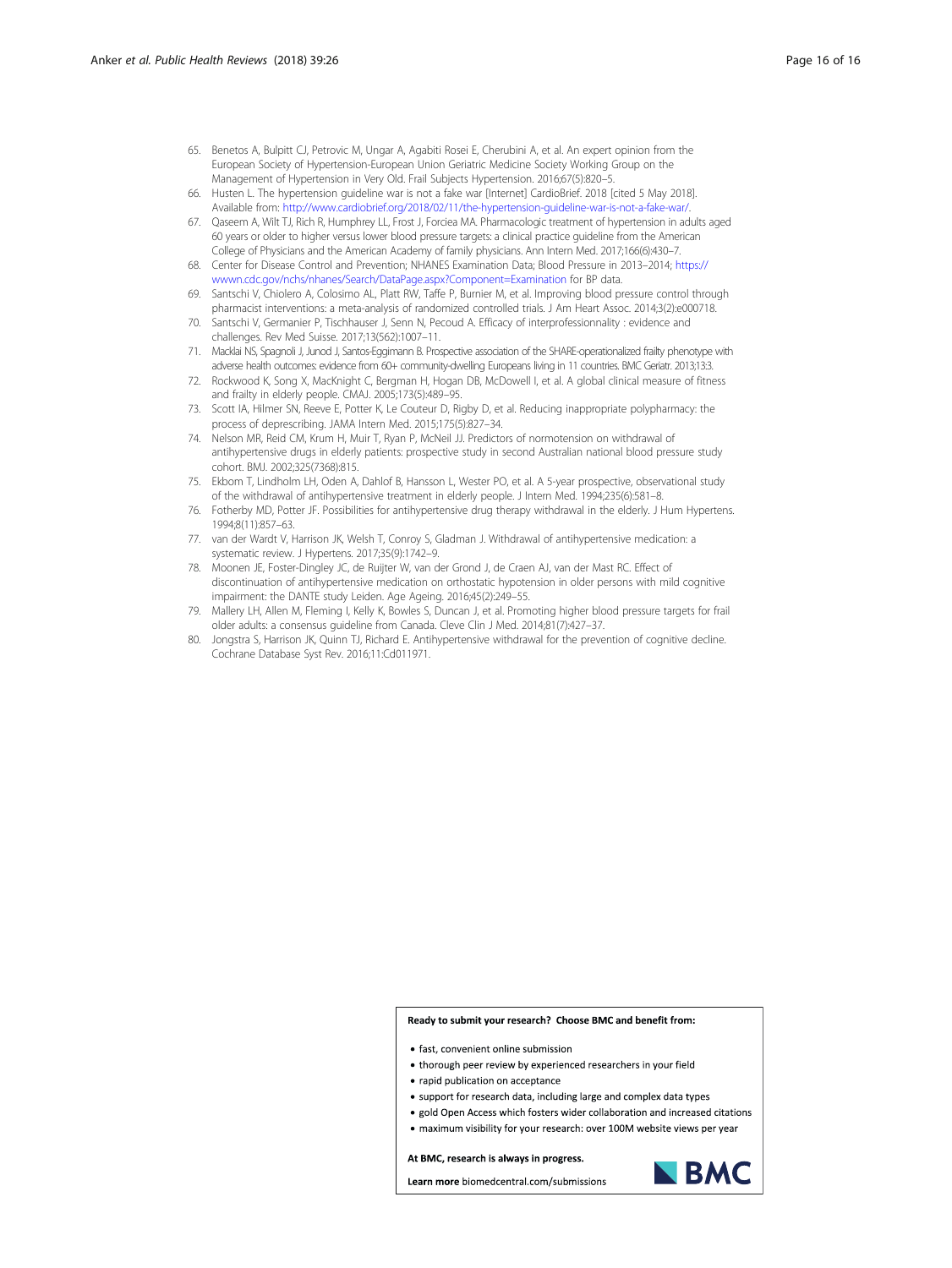65. Benetos A, Bulpitt CJ, Petrovic M, Ungar A, Agabiti Rosei E, Cherubini A, et al. An expert opinion from the European Society of Hypertension-European Union Geriatric Medicine Society Working Group on the Management of Hypertension in Very Old. Frail Subjects Hypertension. 2016;67(5):820–5.
66. Husten L. The hypertension guideline war is not a fake war [Internet] CardioBrief. 2018 [cited 5 May 2018]. Available from: http://www.cardiobrief.org/2018/02/11/the-hypertension-guideline-war-is-not-a-fake-war/.
67. Qaseem A, Wilt TJ, Rich R, Humphrey LL, Frost J, Forciea MA. Pharmacologic treatment of hypertension in adults aged 60 years or older to higher versus lower blood pressure targets: a clinical practice guideline from the American College of Physicians and the American Academy of family physicians. Ann Intern Med. 2017;166(6):430–7.
68. Center for Disease Control and Prevention; NHANES Examination Data; Blood Pressure in 2013–2014; https://wwwn.cdc.gov/nchs/nhanes/Search/DataPage.aspx?Component=Examination for BP data.
69. Santschi V, Chiolero A, Colosimo AL, Platt RW, Taffe P, Burnier M, et al. Improving blood pressure control through pharmacist interventions: a meta-analysis of randomized controlled trials. J Am Heart Assoc. 2014;3(2):e000718.
70. Santschi V, Germanier P, Tischhauser J, Senn N, Pecoud A. Efficacy of interprofessionnality : evidence and challenges. Rev Med Suisse. 2017;13(562):1007–11.
71. Macklai NS, Spagnoli J, Junod J, Santos-Eggimann B. Prospective association of the SHARE-operationalized frailty phenotype with adverse health outcomes: evidence from 60+ community-dwelling Europeans living in 11 countries. BMC Geriatr. 2013;13:3.
72. Rockwood K, Song X, MacKnight C, Bergman H, Hogan DB, McDowell I, et al. A global clinical measure of fitness and frailty in elderly people. CMAJ. 2005;173(5):489–95.
73. Scott IA, Hilmer SN, Reeve E, Potter K, Le Couteur D, Rigby D, et al. Reducing inappropriate polypharmacy: the process of deprescribing. JAMA Intern Med. 2015;175(5):827–34.
74. Nelson MR, Reid CM, Krum H, Muir T, Ryan P, McNeil JJ. Predictors of normotension on withdrawal of antihypertensive drugs in elderly patients: prospective study in second Australian national blood pressure study cohort. BMJ. 2002;325(7368):815.
75. Ekbom T, Lindholm LH, Oden A, Dahlof B, Hansson L, Wester PO, et al. A 5-year prospective, observational study of the withdrawal of antihypertensive treatment in elderly people. J Intern Med. 1994;235(6):581–8.
76. Fotherby MD, Potter JF. Possibilities for antihypertensive drug therapy withdrawal in the elderly. J Hum Hypertens. 1994;8(11):857–63.
77. van der Wardt V, Harrison JK, Welsh T, Conroy S, Gladman J. Withdrawal of antihypertensive medication: a systematic review. J Hypertens. 2017;35(9):1742–9.
78. Moonen JE, Foster-Dingley JC, de Ruijter W, van der Grond J, de Craen AJ, van der Mast RC. Effect of discontinuation of antihypertensive medication on orthostatic hypotension in older persons with mild cognitive impairment: the DANTE study Leiden. Age Ageing. 2016;45(2):249–55.
79. Mallery LH, Allen M, Fleming I, Kelly K, Bowles S, Duncan J, et al. Promoting higher blood pressure targets for frail older adults: a consensus guideline from Canada. Cleve Clin J Med. 2014;81(7):427–37.
80. Jongstra S, Harrison JK, Quinn TJ, Richard E. Antihypertensive withdrawal for the prevention of cognitive decline. Cochrane Database Syst Rev. 2016;11:Cd011971.

**Ready to submit your research? Choose BMC and benefit from:**

- fast, convenient online submission
- thorough peer review by experienced researchers in your field
- rapid publication on acceptance
- support for research data, including large and complex data types
- gold Open Access which fosters wider collaboration and increased citations
- maximum visibility for your research: over 100M website views per year

**At BMC, research is always in progress.**

**Learn more** biomedcentral.com/submissions

BMC